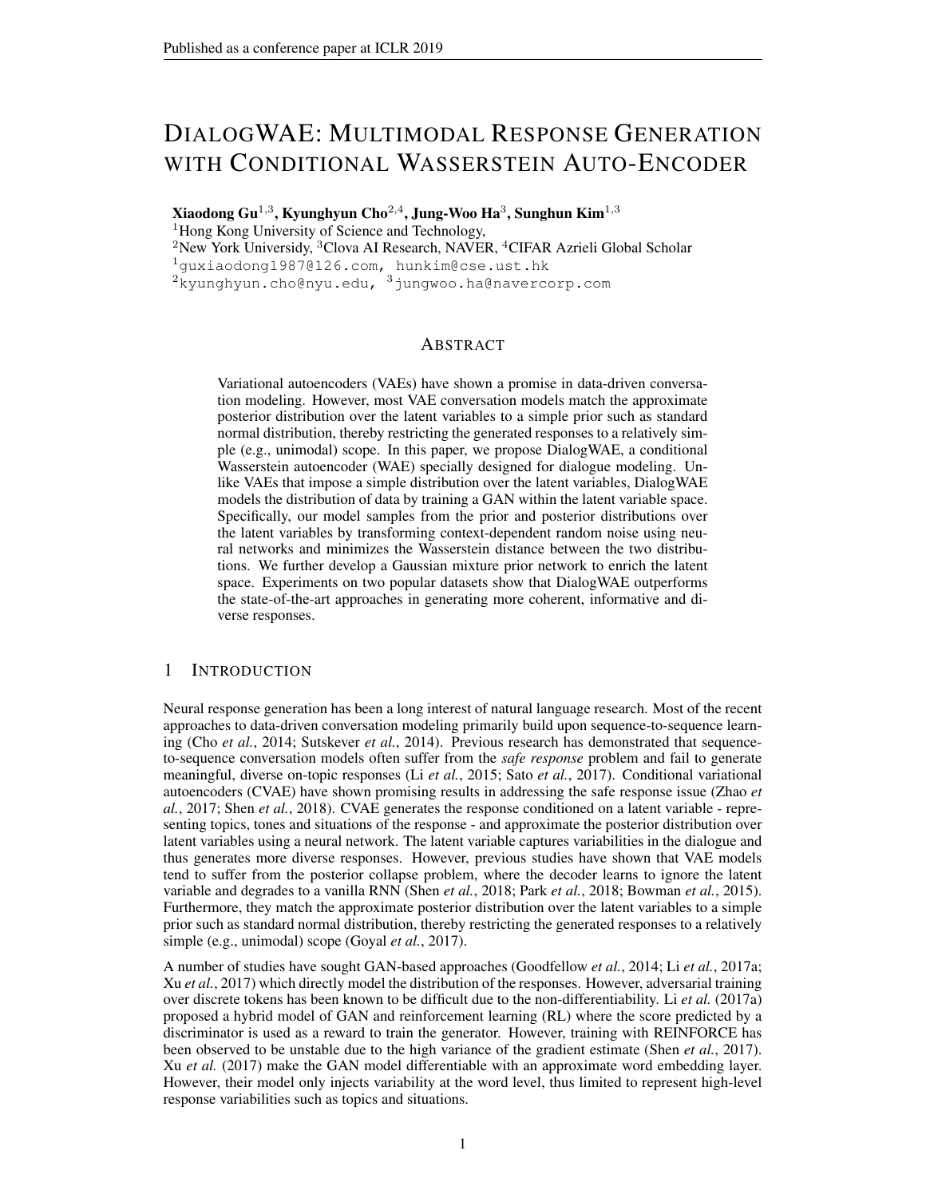# DIALOGWAE: MULTIMODAL RESPONSE GENERATION WITH CONDITIONAL WASSERSTEIN AUTO-ENCODER

**Xiaodong Gu**[1,3], **Kyunghyun Cho**[2,4], **Jung-Woo Ha**[3], **Sunghun Kim**[1,3]

[1]Hong Kong University of Science and Technology,
[2]New York University, [3]Clova AI Research, NAVER, [4]CIFAR Azrieli Global Scholar
[1]guxiaodong1987@126.com, hunkim@cse.ust.hk
[2]kyunghyun.cho@nyu.edu, [3]jungwoo.ha@navercorp.com

## ABSTRACT

Variational autoencoders (VAEs) have shown a promise in data-driven conversation modeling. However, most VAE conversation models match the approximate posterior distribution over the latent variables to a simple prior such as standard normal distribution, thereby restricting the generated responses to a relatively simple (e.g., unimodal) scope. In this paper, we propose DialogWAE, a conditional Wasserstein autoencoder (WAE) specially designed for dialogue modeling. Unlike VAEs that impose a simple distribution over the latent variables, DialogWAE models the distribution of data by training a GAN within the latent variable space. Specifically, our model samples from the prior and posterior distributions over the latent variables by transforming context-dependent random noise using neural networks and minimizes the Wasserstein distance between the two distributions. We further develop a Gaussian mixture prior network to enrich the latent space. Experiments on two popular datasets show that DialogWAE outperforms the state-of-the-art approaches in generating more coherent, informative and diverse responses.

## 1 INTRODUCTION

Neural response generation has been a long interest of natural language research. Most of the recent approaches to data-driven conversation modeling primarily build upon sequence-to-sequence learning (Cho *et al.*, 2014; Sutskever *et al.*, 2014). Previous research has demonstrated that sequence-to-sequence conversation models often suffer from the *safe response* problem and fail to generate meaningful, diverse on-topic responses (Li *et al.*, 2015; Sato *et al.*, 2017). Conditional variational autoencoders (CVAE) have shown promising results in addressing the safe response issue (Zhao *et al.*, 2017; Shen *et al.*, 2018). CVAE generates the response conditioned on a latent variable - representing topics, tones and situations of the response - and approximate the posterior distribution over latent variables using a neural network. The latent variable captures variabilities in the dialogue and thus generates more diverse responses. However, previous studies have shown that VAE models tend to suffer from the posterior collapse problem, where the decoder learns to ignore the latent variable and degrades to a vanilla RNN (Shen *et al.*, 2018; Park *et al.*, 2018; Bowman *et al.*, 2015). Furthermore, they match the approximate posterior distribution over the latent variables to a simple prior such as standard normal distribution, thereby restricting the generated responses to a relatively simple (e.g., unimodal) scope (Goyal *et al.*, 2017).

A number of studies have sought GAN-based approaches (Goodfellow *et al.*, 2014; Li *et al.*, 2017a; Xu *et al.*, 2017) which directly model the distribution of the responses. However, adversarial training over discrete tokens has been known to be difficult due to the non-differentiability. Li *et al.* (2017a) proposed a hybrid model of GAN and reinforcement learning (RL) where the score predicted by a discriminator is used as a reward to train the generator. However, training with REINFORCE has been observed to be unstable due to the high variance of the gradient estimate (Shen *et al.*, 2017). Xu *et al.* (2017) make the GAN model differentiable with an approximate word embedding layer. However, their model only injects variability at the word level, thus limited to represent high-level response variabilities such as topics and situations.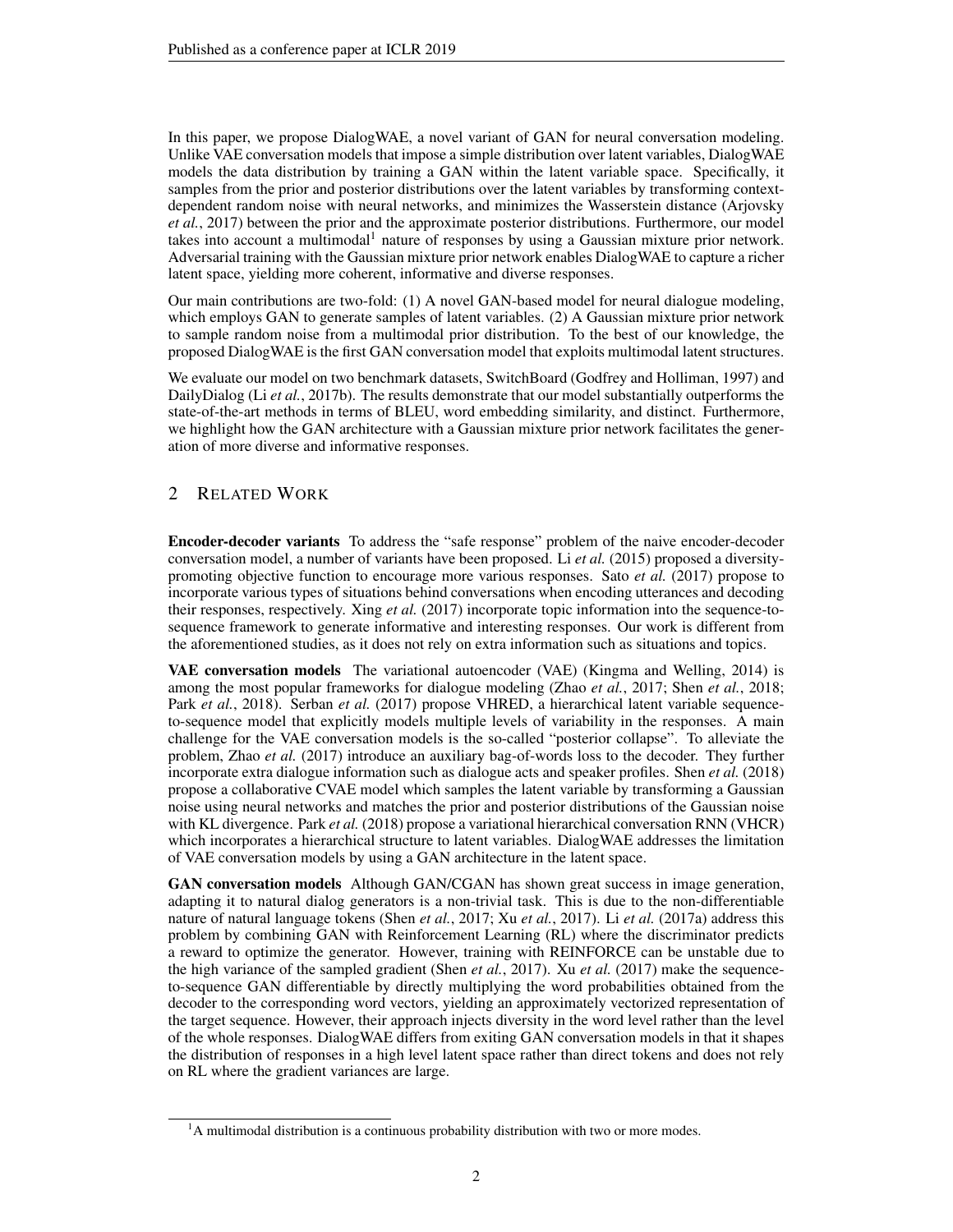In this paper, we propose DialogWAE, a novel variant of GAN for neural conversation modeling. Unlike VAE conversation models that impose a simple distribution over latent variables, DialogWAE models the data distribution by training a GAN within the latent variable space. Specifically, it samples from the prior and posterior distributions over the latent variables by transforming context-dependent random noise with neural networks, and minimizes the Wasserstein distance (Arjovsky *et al.*, 2017) between the prior and the approximate posterior distributions. Furthermore, our model takes into account a multimodal[1] nature of responses by using a Gaussian mixture prior network. Adversarial training with the Gaussian mixture prior network enables DialogWAE to capture a richer latent space, yielding more coherent, informative and diverse responses.

Our main contributions are two-fold: (1) A novel GAN-based model for neural dialogue modeling, which employs GAN to generate samples of latent variables. (2) A Gaussian mixture prior network to sample random noise from a multimodal prior distribution. To the best of our knowledge, the proposed DialogWAE is the first GAN conversation model that exploits multimodal latent structures.

We evaluate our model on two benchmark datasets, SwitchBoard (Godfrey and Holliman, 1997) and DailyDialog (Li *et al.*, 2017b). The results demonstrate that our model substantially outperforms the state-of-the-art methods in terms of BLEU, word embedding similarity, and distinct. Furthermore, we highlight how the GAN architecture with a Gaussian mixture prior network facilitates the generation of more diverse and informative responses.

## 2 Related Work

**Encoder-decoder variants** To address the "safe response" problem of the naive encoder-decoder conversation model, a number of variants have been proposed. Li *et al.* (2015) proposed a diversity-promoting objective function to encourage more various responses. Sato *et al.* (2017) propose to incorporate various types of situations behind conversations when encoding utterances and decoding their responses, respectively. Xing *et al.* (2017) incorporate topic information into the sequence-to-sequence framework to generate informative and interesting responses. Our work is different from the aforementioned studies, as it does not rely on extra information such as situations and topics.

**VAE conversation models** The variational autoencoder (VAE) (Kingma and Welling, 2014) is among the most popular frameworks for dialogue modeling (Zhao *et al.*, 2017; Shen *et al.*, 2018; Park *et al.*, 2018). Serban *et al.* (2017) propose VHRED, a hierarchical latent variable sequence-to-sequence model that explicitly models multiple levels of variability in the responses. A main challenge for the VAE conversation models is the so-called "posterior collapse". To alleviate the problem, Zhao *et al.* (2017) introduce an auxiliary bag-of-words loss to the decoder. They further incorporate extra dialogue information such as dialogue acts and speaker profiles. Shen *et al.* (2018) propose a collaborative CVAE model which samples the latent variable by transforming a Gaussian noise using neural networks and matches the prior and posterior distributions of the Gaussian noise with KL divergence. Park *et al.* (2018) propose a variational hierarchical conversation RNN (VHCR) which incorporates a hierarchical structure to latent variables. DialogWAE addresses the limitation of VAE conversation models by using a GAN architecture in the latent space.

**GAN conversation models** Although GAN/CGAN has shown great success in image generation, adapting it to natural dialog generators is a non-trivial task. This is due to the non-differentiable nature of natural language tokens (Shen *et al.*, 2017; Xu *et al.*, 2017). Li *et al.* (2017a) address this problem by combining GAN with Reinforcement Learning (RL) where the discriminator predicts a reward to optimize the generator. However, training with REINFORCE can be unstable due to the high variance of the sampled gradient (Shen *et al.*, 2017). Xu *et al.* (2017) make the sequence-to-sequence GAN differentiable by directly multiplying the word probabilities obtained from the decoder to the corresponding word vectors, yielding an approximately vectorized representation of the target sequence. However, their approach injects diversity in the word level rather than the level of the whole responses. DialogWAE differs from exiting GAN conversation models in that it shapes the distribution of responses in a high level latent space rather than direct tokens and does not rely on RL where the gradient variances are large.

[1] A multimodal distribution is a continuous probability distribution with two or more modes.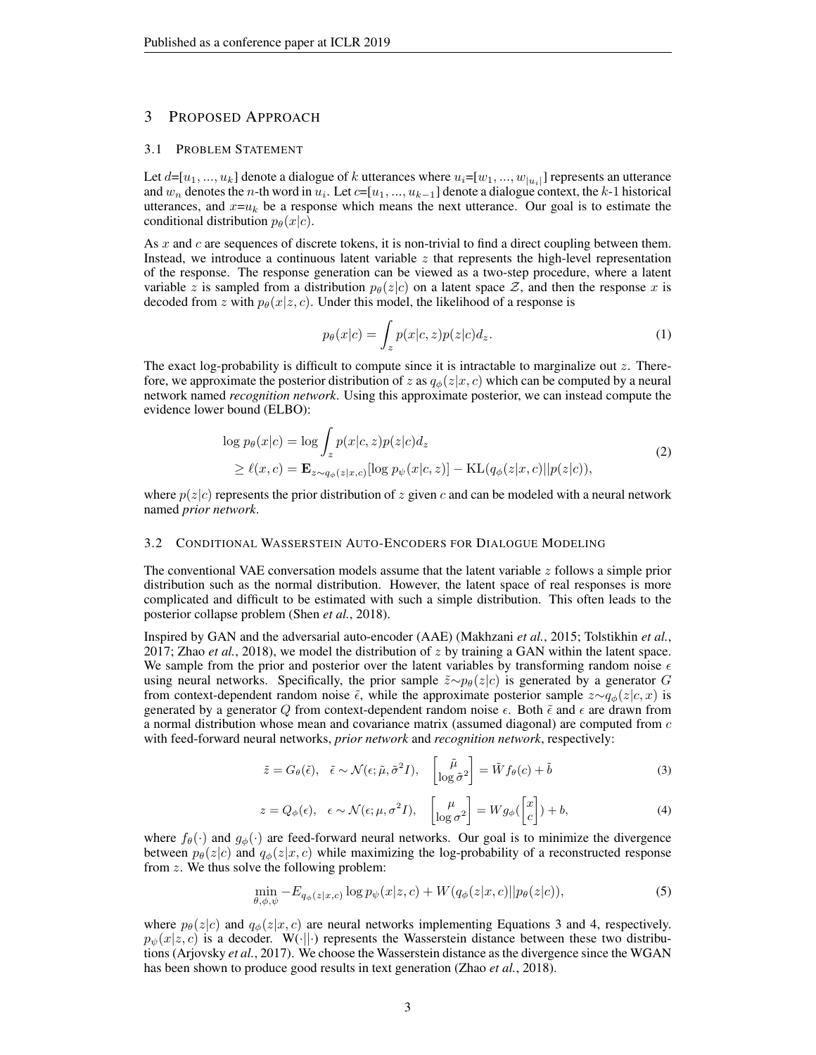## 3 Proposed Approach

### 3.1 Problem Statement

Let $d$=$[u_1, ..., u_k]$ denote a dialogue of $k$ utterances where $u_i$=$[w_1, ..., w_{|u_i|}]$ represents an utterance and $w_n$ denotes the $n$-th word in $u_i$. Let $c$=$[u_1, ..., u_{k-1}]$ denote a dialogue context, the $k$-1 historical utterances, and $x$=$u_k$ be a response which means the next utterance. Our goal is to estimate the conditional distribution $p_\theta(x|c)$.

As $x$ and $c$ are sequences of discrete tokens, it is non-trivial to find a direct coupling between them. Instead, we introduce a continuous latent variable $z$ that represents the high-level representation of the response. The response generation can be viewed as a two-step procedure, where a latent variable $z$ is sampled from a distribution $p_\theta(z|c)$ on a latent space $\mathcal{Z}$, and then the response $x$ is decoded from $z$ with $p_\theta(x|z, c)$. Under this model, the likelihood of a response is

$$p_\theta(x|c) = \int_z p(x|c, z)p(z|c)d_z. \tag{1}$$

The exact log-probability is difficult to compute since it is intractable to marginalize out $z$. Therefore, we approximate the posterior distribution of $z$ as $q_\phi(z|x, c)$ which can be computed by a neural network named *recognition network*. Using this approximate posterior, we can instead compute the evidence lower bound (ELBO):

$$\begin{aligned}\log p_\theta(x|c) &= \log \int_z p(x|c, z)p(z|c)d_z \\ &\geq \ell(x, c) = \mathbf{E}_{z\sim q_\phi(z|x,c)}[\log p_\psi(x|c, z)] - \mathrm{KL}(q_\phi(z|x, c)||p(z|c)),\end{aligned} \tag{2}$$

where $p(z|c)$ represents the prior distribution of $z$ given $c$ and can be modeled with a neural network named *prior network*.

### 3.2 Conditional Wasserstein Auto-Encoders for Dialogue Modeling

The conventional VAE conversation models assume that the latent variable $z$ follows a simple prior distribution such as the normal distribution. However, the latent space of real responses is more complicated and difficult to be estimated with such a simple distribution. This often leads to the posterior collapse problem (Shen *et al.*, 2018).

Inspired by GAN and the adversarial auto-encoder (AAE) (Makhzani *et al.*, 2015; Tolstikhin *et al.*, 2017; Zhao *et al.*, 2018), we model the distribution of $z$ by training a GAN within the latent space. We sample from the prior and posterior over the latent variables by transforming random noise $\epsilon$ using neural networks. Specifically, the prior sample $\tilde{z}\sim p_\theta(z|c)$ is generated by a generator $G$ from context-dependent random noise $\tilde{\epsilon}$, while the approximate posterior sample $z\sim q_\phi(z|c, x)$ is generated by a generator $Q$ from context-dependent random noise $\epsilon$. Both $\tilde{\epsilon}$ and $\epsilon$ are drawn from a normal distribution whose mean and covariance matrix (assumed diagonal) are computed from $c$ with feed-forward neural networks, *prior network* and *recognition network*, respectively:

$$\tilde{z} = G_\theta(\tilde{\epsilon}), \quad \tilde{\epsilon} \sim \mathcal{N}(\epsilon; \tilde{\mu}, \tilde{\sigma}^2 I), \quad \begin{bmatrix}\tilde{\mu} \\ \log \tilde{\sigma}^2\end{bmatrix} = \tilde{W} f_\theta(c) + \tilde{b} \tag{3}$$

$$z = Q_\phi(\epsilon), \quad \epsilon \sim \mathcal{N}(\epsilon; \mu, \sigma^2 I), \quad \begin{bmatrix}\mu \\ \log \sigma^2\end{bmatrix} = W g_\phi(\begin{bmatrix}x \\ c\end{bmatrix}) + b, \tag{4}$$

where $f_\theta(\cdot)$ and $g_\phi(\cdot)$ are feed-forward neural networks. Our goal is to minimize the divergence between $p_\theta(z|c)$ and $q_\phi(z|x, c)$ while maximizing the log-probability of a reconstructed response from $z$. We thus solve the following problem:

$$\min_{\theta,\phi,\psi} -E_{q_\phi(z|x,c)} \log p_\psi(x|z, c) + W(q_\phi(z|x, c)||p_\theta(z|c)), \tag{5}$$

where $p_\theta(z|c)$ and $q_\phi(z|x, c)$ are neural networks implementing Equations 3 and 4, respectively. $p_\psi(x|z, c)$ is a decoder. $W(\cdot||\cdot)$ represents the Wasserstein distance between these two distributions (Arjovsky *et al.*, 2017). We choose the Wasserstein distance as the divergence since the WGAN has been shown to produce good results in text generation (Zhao *et al.*, 2018).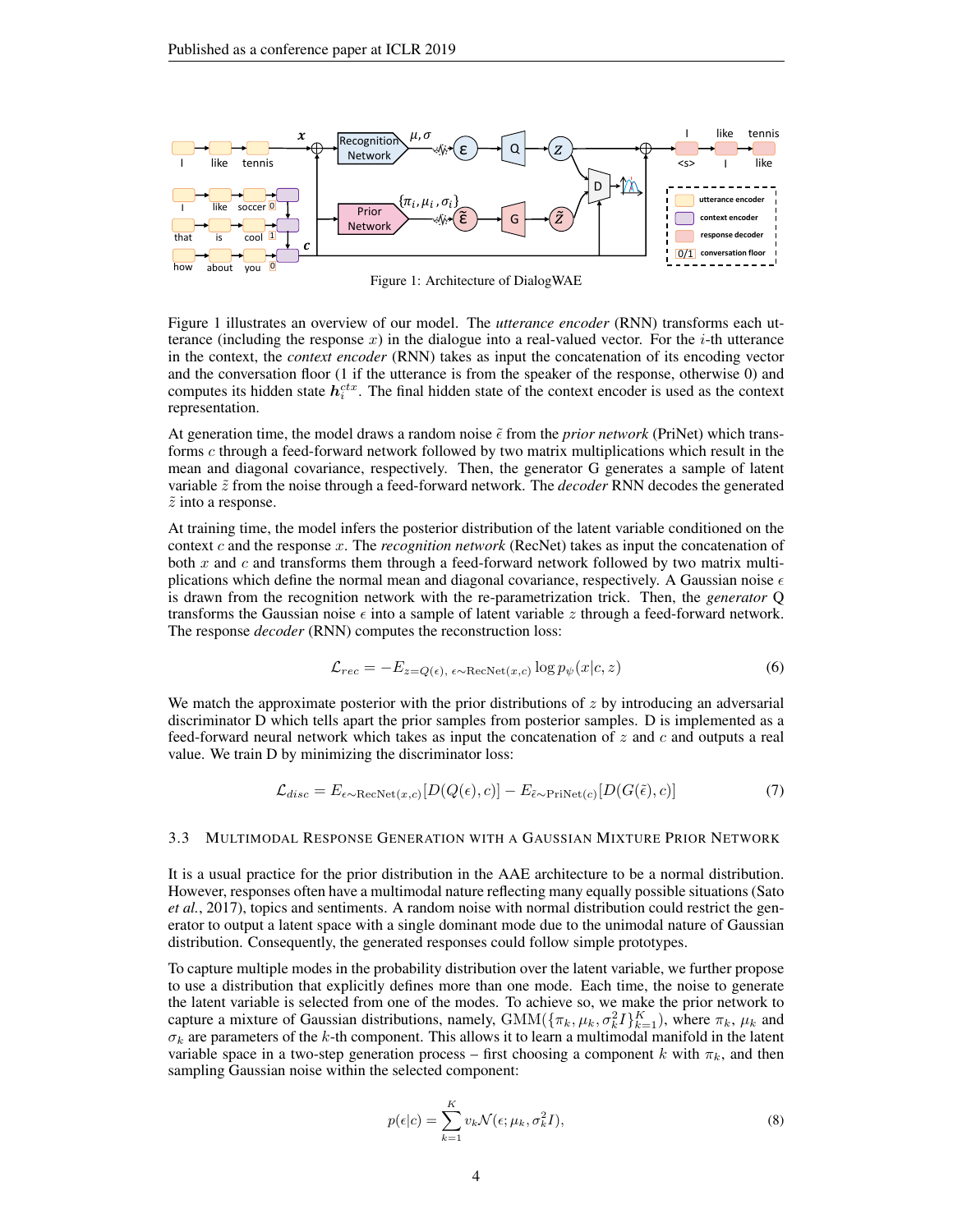Figure 1: Architecture of DialogWAE

Figure 1 illustrates an overview of our model. The *utterance encoder* (RNN) transforms each utterance (including the response $x$) in the dialogue into a real-valued vector. For the $i$-th utterance in the context, the *context encoder* (RNN) takes as input the concatenation of its encoding vector and the conversation floor (1 if the utterance is from the speaker of the response, otherwise 0) and computes its hidden state $\boldsymbol{h}_i^{ctx}$. The final hidden state of the context encoder is used as the context representation.

At generation time, the model draws a random noise $\tilde{\epsilon}$ from the *prior network* (PriNet) which transforms $c$ through a feed-forward network followed by two matrix multiplications which result in the mean and diagonal covariance, respectively. Then, the generator G generates a sample of latent variable $\tilde{z}$ from the noise through a feed-forward network. The *decoder* RNN decodes the generated $\tilde{z}$ into a response.

At training time, the model infers the posterior distribution of the latent variable conditioned on the context $c$ and the response $x$. The *recognition network* (RecNet) takes as input the concatenation of both $x$ and $c$ and transforms them through a feed-forward network followed by two matrix multiplications which define the normal mean and diagonal covariance, respectively. A Gaussian noise $\epsilon$ is drawn from the recognition network with the re-parametrization trick. Then, the *generator* Q transforms the Gaussian noise $\epsilon$ into a sample of latent variable $z$ through a feed-forward network. The response *decoder* (RNN) computes the reconstruction loss:

$$\mathcal{L}_{rec} = -E_{z=Q(\epsilon),\ \epsilon\sim\text{RecNet}(x,c)} \log p_{\psi}(x|c,z) \tag{6}$$

We match the approximate posterior with the prior distributions of $z$ by introducing an adversarial discriminator D which tells apart the prior samples from posterior samples. D is implemented as a feed-forward neural network which takes as input the concatenation of $z$ and $c$ and outputs a real value. We train D by minimizing the discriminator loss:

$$\mathcal{L}_{disc} = E_{\epsilon\sim\text{RecNet}(x,c)}[D(Q(\epsilon),c)] - E_{\tilde{\epsilon}\sim\text{PriNet}(c)}[D(G(\tilde{\epsilon}),c)] \tag{7}$$

### 3.3 Multimodal Response Generation with a Gaussian Mixture Prior Network

It is a usual practice for the prior distribution in the AAE architecture to be a normal distribution. However, responses often have a multimodal nature reflecting many equally possible situations (Sato *et al.*, 2017), topics and sentiments. A random noise with normal distribution could restrict the generator to output a latent space with a single dominant mode due to the unimodal nature of Gaussian distribution. Consequently, the generated responses could follow simple prototypes.

To capture multiple modes in the probability distribution over the latent variable, we further propose to use a distribution that explicitly defines more than one mode. Each time, the noise to generate the latent variable is selected from one of the modes. To achieve so, we make the prior network to capture a mixture of Gaussian distributions, namely, $\text{GMM}(\{\pi_k, \mu_k, \sigma_k^2 I\}_{k=1}^K)$, where $\pi_k$, $\mu_k$ and $\sigma_k$ are parameters of the $k$-th component. This allows it to learn a multimodal manifold in the latent variable space in a two-step generation process – first choosing a component $k$ with $\pi_k$, and then sampling Gaussian noise within the selected component:

$$p(\epsilon|c) = \sum_{k=1}^{K} v_k \mathcal{N}(\epsilon; \mu_k, \sigma_k^2 I), \tag{8}$$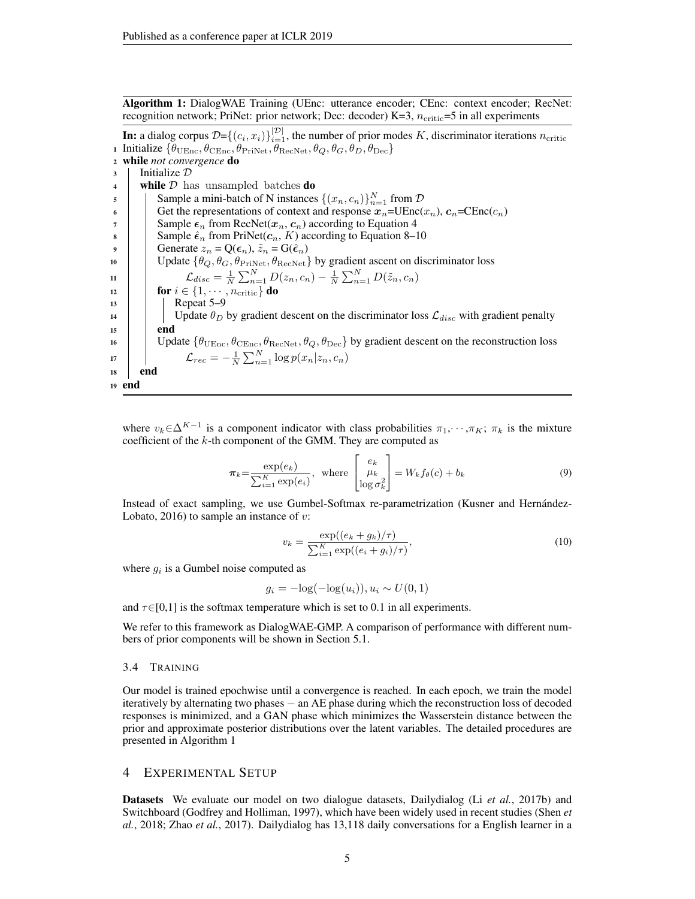**Algorithm 1:** DialogWAE Training (UEnc: utterance encoder; CEnc: context encoder; RecNet: recognition network; PriNet: prior network; Dec: decoder) K=3, $n_{\text{critic}}$=5 in all experiments

```
In: a dialog corpus D={(c_i, x_i)}_{i=1}^{|D|}, the number of prior modes K, discriminator iterations n_critic
1  Initialize {θ_UEnc, θ_CEnc, θ_PriNet, θ_RecNet, θ_Q, θ_G, θ_D, θ_Dec}
2  while not convergence do
3      Initialize D
4      while D has unsampled batches do
5          Sample a mini-batch of N instances {(x_n, c_n)}_{n=1}^N from D
6          Get the representations of context and response x_n=UEnc(x_n), c_n=CEnc(c_n)
7          Sample ε_n from RecNet(x_n, c_n) according to Equation 4
8          Sample ε̂_n from PriNet(c_n, K) according to Equation 8–10
9          Generate z_n = Q(ε_n), z̃_n = G(ε̂_n)
10         Update {θ_Q, θ_G, θ_PriNet, θ_RecNet} by gradient ascent on discriminator loss
11             L_disc = 1/N Σ_{n=1}^N D(z_n, c_n) − 1/N Σ_{n=1}^N D(z̃_n, c_n)
12         for i ∈ {1, ··· , n_critic} do
13             Repeat 5–9
14             Update θ_D by gradient descent on the discriminator loss L_disc with gradient penalty
15         end
16         Update {θ_UEnc, θ_CEnc, θ_RecNet, θ_Q, θ_Dec} by gradient descent on the reconstruction loss
17             L_rec = −1/N Σ_{n=1}^N log p(x_n|z_n, c_n)
18     end
19 end
```

where $v_k \in \Delta^{K-1}$ is a component indicator with class probabilities $\pi_1,\cdots,\pi_K$; $\pi_k$ is the mixture coefficient of the $k$-th component of the GMM. They are computed as

$$\boldsymbol{\pi}_k = \frac{\exp(e_k)}{\sum_{i=1}^{K}\exp(e_i)}, \text{ where } \begin{bmatrix} e_k \\ \mu_k \\ \log\sigma_k^2 \end{bmatrix} = W_k f_\theta(c) + b_k \tag{9}$$

Instead of exact sampling, we use Gumbel-Softmax re-parametrization (Kusner and Hernández-Lobato, 2016) to sample an instance of $v$:

$$v_k = \frac{\exp((e_k + g_k)/\tau)}{\sum_{i=1}^{K}\exp((e_i + g_i)/\tau)}, \tag{10}$$

where $g_i$ is a Gumbel noise computed as

$$g_i = -\log(-\log(u_i)), u_i \sim U(0,1)$$

and $\tau \in [0,1]$ is the softmax temperature which is set to 0.1 in all experiments.

We refer to this framework as DialogWAE-GMP. A comparison of performance with different numbers of prior components will be shown in Section 5.1.

### 3.4 Training

Our model is trained epochwise until a convergence is reached. In each epoch, we train the model iteratively by alternating two phases − an AE phase during which the reconstruction loss of decoded responses is minimized, and a GAN phase which minimizes the Wasserstein distance between the prior and approximate posterior distributions over the latent variables. The detailed procedures are presented in Algorithm 1

## 4 Experimental Setup

**Datasets** We evaluate our model on two dialogue datasets, Dailydialog (Li *et al.*, 2017b) and Switchboard (Godfrey and Holliman, 1997), which have been widely used in recent studies (Shen *et al.*, 2018; Zhao *et al.*, 2017). Dailydialog has 13,118 daily conversations for a English learner in a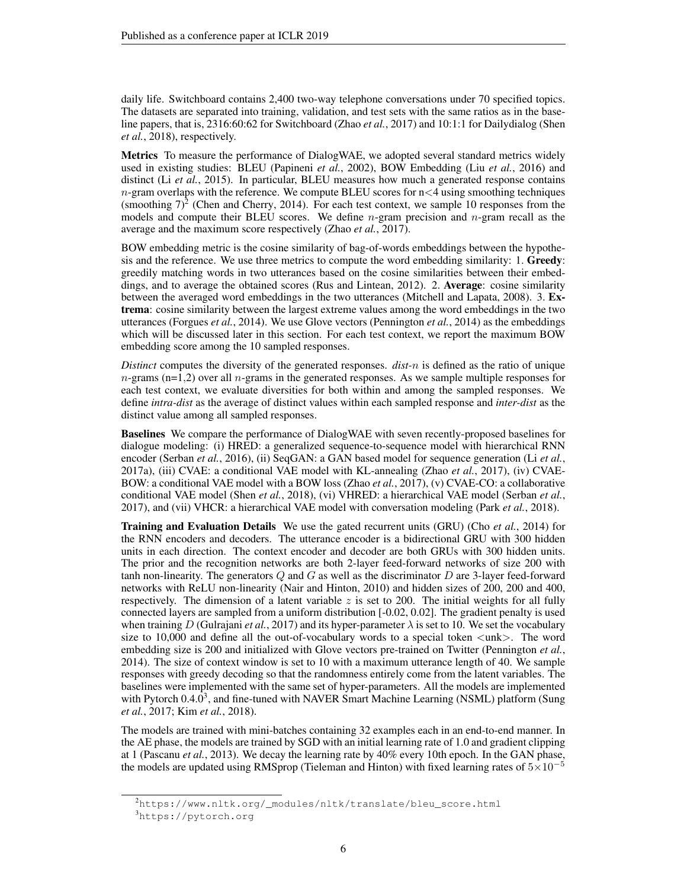daily life. Switchboard contains 2,400 two-way telephone conversations under 70 specified topics. The datasets are separated into training, validation, and test sets with the same ratios as in the baseline papers, that is, 2316:60:62 for Switchboard (Zhao *et al.*, 2017) and 10:1:1 for Dailydialog (Shen *et al.*, 2018), respectively.

**Metrics** To measure the performance of DialogWAE, we adopted several standard metrics widely used in existing studies: BLEU (Papineni *et al.*, 2002), BOW Embedding (Liu *et al.*, 2016) and distinct (Li *et al.*, 2015). In particular, BLEU measures how much a generated response contains $n$-gram overlaps with the reference. We compute BLEU scores for n<4 using smoothing techniques (smoothing 7)[2] (Chen and Cherry, 2014). For each test context, we sample 10 responses from the models and compute their BLEU scores. We define $n$-gram precision and $n$-gram recall as the average and the maximum score respectively (Zhao *et al.*, 2017).

BOW embedding metric is the cosine similarity of bag-of-words embeddings between the hypothesis and the reference. We use three metrics to compute the word embedding similarity: 1. **Greedy**: greedily matching words in two utterances based on the cosine similarities between their embeddings, and to average the obtained scores (Rus and Lintean, 2012). 2. **Average**: cosine similarity between the averaged word embeddings in the two utterances (Mitchell and Lapata, 2008). 3. **Extrema**: cosine similarity between the largest extreme values among the word embeddings in the two utterances (Forgues *et al.*, 2014). We use Glove vectors (Pennington *et al.*, 2014) as the embeddings which will be discussed later in this section. For each test context, we report the maximum BOW embedding score among the 10 sampled responses.

*Distinct* computes the diversity of the generated responses. *dist-*$n$ is defined as the ratio of unique $n$-grams (n=1,2) over all $n$-grams in the generated responses. As we sample multiple responses for each test context, we evaluate diversities for both within and among the sampled responses. We define *intra-dist* as the average of distinct values within each sampled response and *inter-dist* as the distinct value among all sampled responses.

**Baselines** We compare the performance of DialogWAE with seven recently-proposed baselines for dialogue modeling: (i) HRED: a generalized sequence-to-sequence model with hierarchical RNN encoder (Serban *et al.*, 2016), (ii) SeqGAN: a GAN based model for sequence generation (Li *et al.*, 2017a), (iii) CVAE: a conditional VAE model with KL-annealing (Zhao *et al.*, 2017), (iv) CVAE-BOW: a conditional VAE model with a BOW loss (Zhao *et al.*, 2017), (v) CVAE-CO: a collaborative conditional VAE model (Shen *et al.*, 2018), (vi) VHRED: a hierarchical VAE model (Serban *et al.*, 2017), and (vii) VHCR: a hierarchical VAE model with conversation modeling (Park *et al.*, 2018).

**Training and Evaluation Details** We use the gated recurrent units (GRU) (Cho *et al.*, 2014) for the RNN encoders and decoders. The utterance encoder is a bidirectional GRU with 300 hidden units in each direction. The context encoder and decoder are both GRUs with 300 hidden units. The prior and the recognition networks are both 2-layer feed-forward networks of size 200 with tanh non-linearity. The generators $Q$ and $G$ as well as the discriminator $D$ are 3-layer feed-forward networks with ReLU non-linearity (Nair and Hinton, 2010) and hidden sizes of 200, 200 and 400, respectively. The dimension of a latent variable $z$ is set to 200. The initial weights for all fully connected layers are sampled from a uniform distribution [-0.02, 0.02]. The gradient penalty is used when training $D$ (Gulrajani *et al.*, 2017) and its hyper-parameter $\lambda$ is set to 10. We set the vocabulary size to 10,000 and define all the out-of-vocabulary words to a special token <unk>. The word embedding size is 200 and initialized with Glove vectors pre-trained on Twitter (Pennington *et al.*, 2014). The size of context window is set to 10 with a maximum utterance length of 40. We sample responses with greedy decoding so that the randomness entirely come from the latent variables. The baselines were implemented with the same set of hyper-parameters. All the models are implemented with Pytorch 0.4.0[3], and fine-tuned with NAVER Smart Machine Learning (NSML) platform (Sung *et al.*, 2017; Kim *et al.*, 2018).

The models are trained with mini-batches containing 32 examples each in an end-to-end manner. In the AE phase, the models are trained by SGD with an initial learning rate of 1.0 and gradient clipping at 1 (Pascanu *et al.*, 2013). We decay the learning rate by 40% every 10th epoch. In the GAN phase, the models are updated using RMSprop (Tieleman and Hinton) with fixed learning rates of $5\times10^{-5}$

[2] https://www.nltk.org/_modules/nltk/translate/bleu_score.html

[3] https://pytorch.org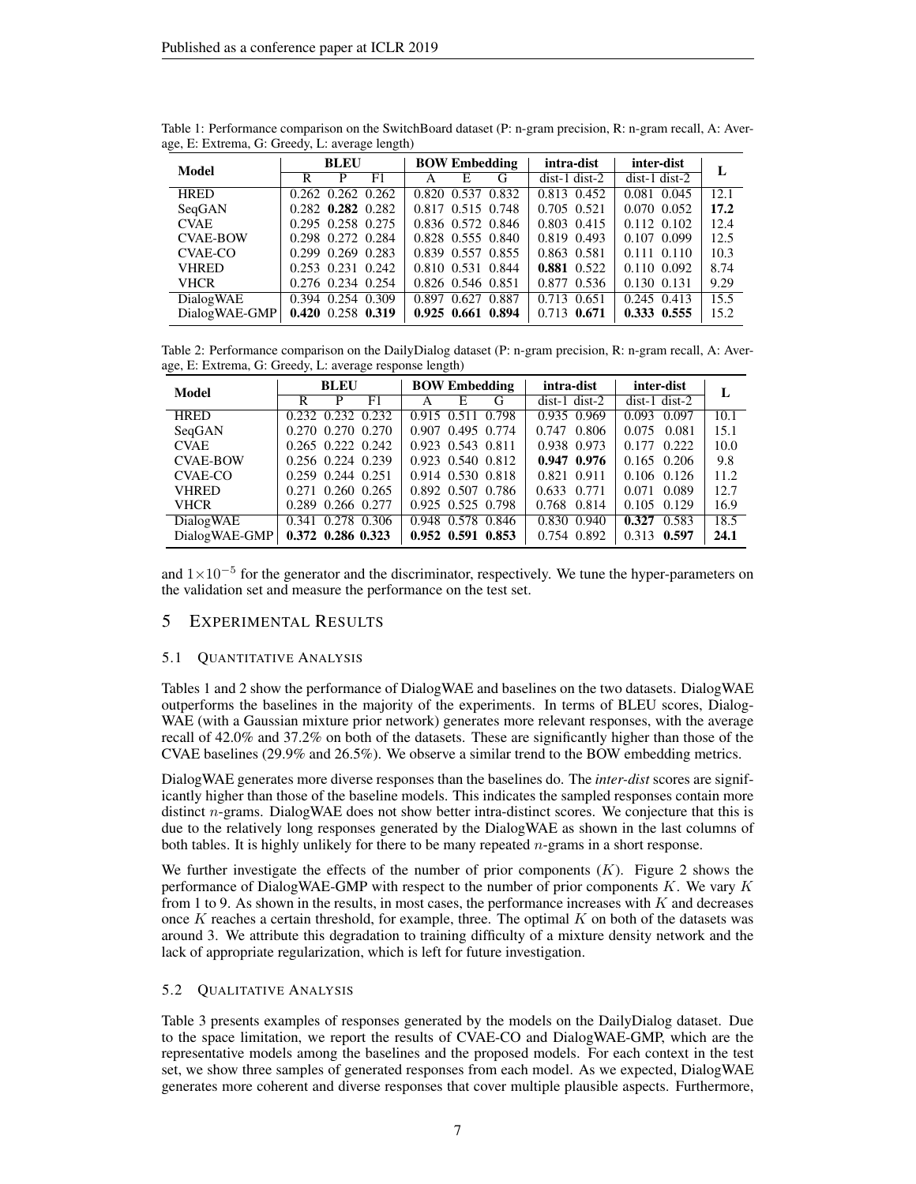Table 1: Performance comparison on the SwitchBoard dataset (P: n-gram precision, R: n-gram recall, A: Average, E: Extrema, G: Greedy, L: average length)

| Model | BLEU | | | BOW Embedding | | | intra-dist | | inter-dist | | L |
|---|---|---|---|---|---|---|---|---|---|---|---|
| | R | P | F1 | A | E | G | dist-1 | dist-2 | dist-1 | dist-2 | |
| HRED | 0.262 | 0.262 | 0.262 | 0.820 | 0.537 | 0.832 | 0.813 | 0.452 | 0.081 | 0.045 | 12.1 |
| SeqGAN | 0.282 | **0.282** | 0.282 | 0.817 | 0.515 | 0.748 | 0.705 | 0.521 | 0.070 | 0.052 | **17.2** |
| CVAE | 0.295 | 0.258 | 0.275 | 0.836 | 0.572 | 0.846 | 0.803 | 0.415 | 0.112 | 0.102 | 12.4 |
| CVAE-BOW | 0.298 | 0.272 | 0.284 | 0.828 | 0.555 | 0.840 | 0.819 | 0.493 | 0.107 | 0.099 | 12.5 |
| CVAE-CO | 0.299 | 0.269 | 0.283 | 0.839 | 0.557 | 0.855 | 0.863 | 0.581 | 0.111 | 0.110 | 10.3 |
| VHRED | 0.253 | 0.231 | 0.242 | 0.810 | 0.531 | 0.844 | **0.881** | 0.522 | 0.110 | 0.092 | 8.74 |
| VHCR | 0.276 | 0.234 | 0.254 | 0.826 | 0.546 | 0.851 | 0.877 | 0.536 | 0.130 | 0.131 | 9.29 |
| DialogWAE | 0.394 | 0.254 | 0.309 | 0.897 | 0.627 | 0.887 | 0.713 | 0.651 | 0.245 | 0.413 | 15.5 |
| DialogWAE-GMP | **0.420** | 0.258 | **0.319** | **0.925** | **0.661** | **0.894** | 0.713 | **0.671** | **0.333** | **0.555** | 15.2 |

Table 2: Performance comparison on the DailyDialog dataset (P: n-gram precision, R: n-gram recall, A: Average, E: Extrema, G: Greedy, L: average response length)

| Model | BLEU | | | BOW Embedding | | | intra-dist | | inter-dist | | L |
|---|---|---|---|---|---|---|---|---|---|---|---|
| | R | P | F1 | A | E | G | dist-1 | dist-2 | dist-1 | dist-2 | |
| HRED | 0.232 | 0.232 | 0.232 | 0.915 | 0.511 | 0.798 | 0.935 | 0.969 | 0.093 | 0.097 | 10.1 |
| SeqGAN | 0.270 | 0.270 | 0.270 | 0.907 | 0.495 | 0.774 | 0.747 | 0.806 | 0.075 | 0.081 | 15.1 |
| CVAE | 0.265 | 0.222 | 0.242 | 0.923 | 0.543 | 0.811 | 0.938 | 0.973 | 0.177 | 0.222 | 10.0 |
| CVAE-BOW | 0.256 | 0.224 | 0.239 | 0.923 | 0.540 | 0.812 | **0.947** | **0.976** | 0.165 | 0.206 | 9.8 |
| CVAE-CO | 0.259 | 0.244 | 0.251 | 0.914 | 0.530 | 0.818 | 0.821 | 0.911 | 0.106 | 0.126 | 11.2 |
| VHRED | 0.271 | 0.260 | 0.265 | 0.892 | 0.507 | 0.786 | 0.633 | 0.771 | 0.071 | 0.089 | 12.7 |
| VHCR | 0.289 | 0.266 | 0.277 | 0.925 | 0.525 | 0.798 | 0.768 | 0.814 | 0.105 | 0.129 | 16.9 |
| DialogWAE | 0.341 | 0.278 | 0.306 | 0.948 | 0.578 | 0.846 | 0.830 | 0.940 | **0.327** | 0.583 | 18.5 |
| DialogWAE-GMP | **0.372** | **0.286** | **0.323** | **0.952** | **0.591** | **0.853** | 0.754 | 0.892 | 0.313 | **0.597** | **24.1** |

and $1\times10^{-5}$ for the generator and the discriminator, respectively. We tune the hyper-parameters on the validation set and measure the performance on the test set.

## 5 Experimental Results

### 5.1 Quantitative Analysis

Tables 1 and 2 show the performance of DialogWAE and baselines on the two datasets. DialogWAE outperforms the baselines in the majority of the experiments. In terms of BLEU scores, DialogWAE (with a Gaussian mixture prior network) generates more relevant responses, with the average recall of 42.0% and 37.2% on both of the datasets. These are significantly higher than those of the CVAE baselines (29.9% and 26.5%). We observe a similar trend to the BOW embedding metrics.

DialogWAE generates more diverse responses than the baselines do. The *inter-dist* scores are significantly higher than those of the baseline models. This indicates the sampled responses contain more distinct $n$-grams. DialogWAE does not show better intra-distinct scores. We conjecture that this is due to the relatively long responses generated by the DialogWAE as shown in the last columns of both tables. It is highly unlikely for there to be many repeated $n$-grams in a short response.

We further investigate the effects of the number of prior components ($K$). Figure 2 shows the performance of DialogWAE-GMP with respect to the number of prior components $K$. We vary $K$ from 1 to 9. As shown in the results, in most cases, the performance increases with $K$ and decreases once $K$ reaches a certain threshold, for example, three. The optimal $K$ on both of the datasets was around 3. We attribute this degradation to training difficulty of a mixture density network and the lack of appropriate regularization, which is left for future investigation.

### 5.2 Qualitative Analysis

Table 3 presents examples of responses generated by the models on the DailyDialog dataset. Due to the space limitation, we report the results of CVAE-CO and DialogWAE-GMP, which are the representative models among the baselines and the proposed models. For each context in the test set, we show three samples of generated responses from each model. As we expected, DialogWAE generates more coherent and diverse responses that cover multiple plausible aspects. Furthermore,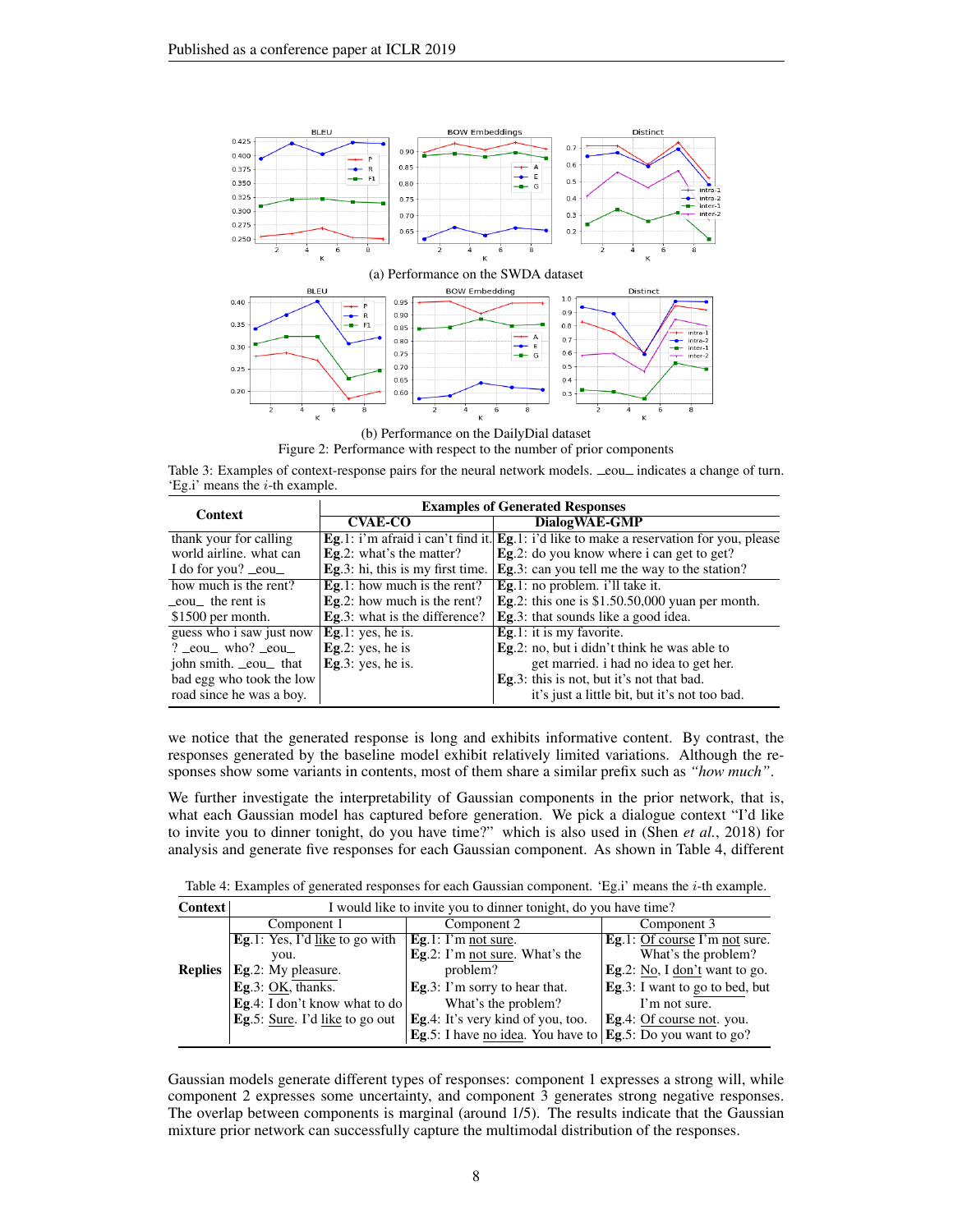(a) Performance on the SWDA dataset

(b) Performance on the DailyDial dataset

Figure 2: Performance with respect to the number of prior components

Table 3: Examples of context-response pairs for the neural network models. _eou_ indicates a change of turn. 'Eg.i' means the $i$-th example.

| Context | Examples of Generated Responses | |
|---|---|---|
| | CVAE-CO | DialogWAE-GMP |
| thank your for calling world airline. what can I do for you? _eou_ | **Eg**.1: i'm afraid i can't find it.<br>**Eg**.2: what's the matter?<br>**Eg**.3: hi, this is my first time. | **Eg**.1: i'd like to make a reservation for you, please<br>**Eg**.2: do you know where i can get to get?<br>**Eg**.3: can you tell me the way to the station? |
| how much is the rent? _eou_ the rent is $1500 per month. | **Eg**.1: how much is the rent?<br>**Eg**.2: how much is the rent?<br>**Eg**.3: what is the difference? | **Eg**.1: no problem. i'll take it.<br>**Eg**.2: this one is $1.50.50,000 yuan per month.<br>**Eg**.3: that sounds like a good idea. |
| guess who i saw just now ? _eou_ who? _eou_ john smith. _eou_ that bad egg who took the low road since he was a boy. | **Eg**.1: yes, he is.<br>**Eg**.2: yes, he is<br>**Eg**.3: yes, he is. | **Eg**.1: it is my favorite.<br>**Eg**.2: no, but i didn't think he was able to get married. i had no idea to get her.<br>**Eg**.3: this is not, but it's not that bad. it's just a little bit, but it's not too bad. |

we notice that the generated response is long and exhibits informative content. By contrast, the responses generated by the baseline model exhibit relatively limited variations. Although the responses show some variants in contents, most of them share a similar prefix such as *"how much"*.

We further investigate the interpretability of Gaussian components in the prior network, that is, what each Gaussian model has captured before generation. We pick a dialogue context "I'd like to invite you to dinner tonight, do you have time?" which is also used in (Shen *et al.*, 2018) for analysis and generate five responses for each Gaussian component. As shown in Table 4, different

Table 4: Examples of generated responses for each Gaussian component. 'Eg.i' means the $i$-th example.

| **Context** | I would like to invite you to dinner tonight, do you have time? | | |
|---|---|---|---|
| | Component 1 | Component 2 | Component 3 |
| **Replies** | **Eg**.1: Yes, I'd like to go with you.<br>**Eg**.2: My pleasure.<br>**Eg**.3: OK, thanks.<br>**Eg**.4: I don't know what to do<br>**Eg**.5: Sure. I'd like to go out | **Eg**.1: I'm not sure.<br>**Eg**.2: I'm not sure. What's the problem?<br>**Eg**.3: I'm sorry to hear that. What's the problem?<br>**Eg**.4: It's very kind of you, too.<br>**Eg**.5: I have no idea. You have to | **Eg**.1: Of course I'm not sure. What's the problem?<br>**Eg**.2: No, I don't want to go.<br>**Eg**.3: I want to go to bed, but I'm not sure.<br>**Eg**.4: Of course not. you.<br>**Eg**.5: Do you want to go? |

Gaussian models generate different types of responses: component 1 expresses a strong will, while component 2 expresses some uncertainty, and component 3 generates strong negative responses. The overlap between components is marginal (around 1/5). The results indicate that the Gaussian mixture prior network can successfully capture the multimodal distribution of the responses.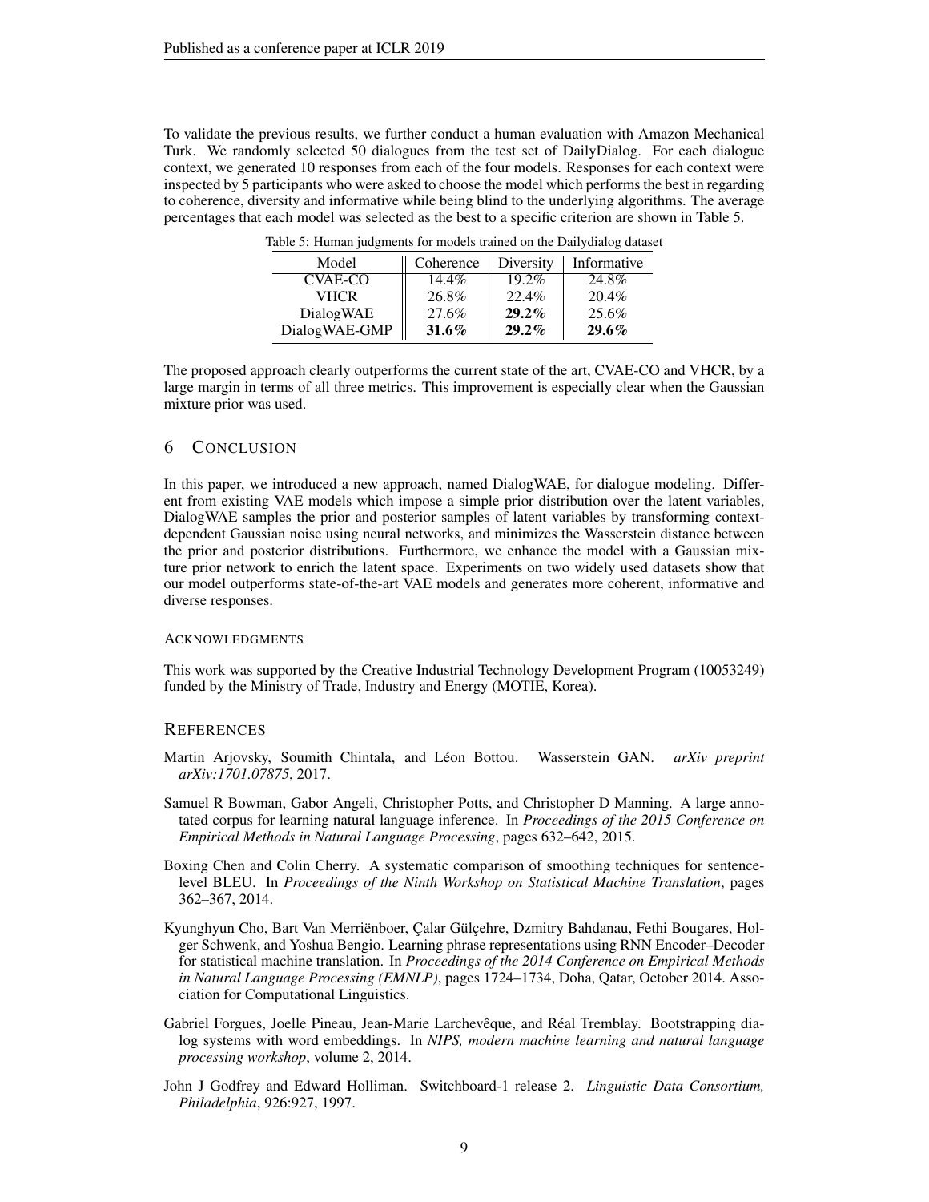To validate the previous results, we further conduct a human evaluation with Amazon Mechanical Turk. We randomly selected 50 dialogues from the test set of DailyDialog. For each dialogue context, we generated 10 responses from each of the four models. Responses for each context were inspected by 5 participants who were asked to choose the model which performs the best in regarding to coherence, diversity and informative while being blind to the underlying algorithms. The average percentages that each model was selected as the best to a specific criterion are shown in Table 5.

Table 5: Human judgments for models trained on the Dailydialog dataset

| Model | Coherence | Diversity | Informative |
|---|---|---|---|
| CVAE-CO | 14.4% | 19.2% | 24.8% |
| VHCR | 26.8% | 22.4% | 20.4% |
| DialogWAE | 27.6% | **29.2%** | 25.6% |
| DialogWAE-GMP | **31.6%** | **29.2%** | **29.6%** |

The proposed approach clearly outperforms the current state of the art, CVAE-CO and VHCR, by a large margin in terms of all three metrics. This improvement is especially clear when the Gaussian mixture prior was used.

## 6 Conclusion

In this paper, we introduced a new approach, named DialogWAE, for dialogue modeling. Different from existing VAE models which impose a simple prior distribution over the latent variables, DialogWAE samples the prior and posterior samples of latent variables by transforming context-dependent Gaussian noise using neural networks, and minimizes the Wasserstein distance between the prior and posterior distributions. Furthermore, we enhance the model with a Gaussian mixture prior network to enrich the latent space. Experiments on two widely used datasets show that our model outperforms state-of-the-art VAE models and generates more coherent, informative and diverse responses.

### Acknowledgments

This work was supported by the Creative Industrial Technology Development Program (10053249) funded by the Ministry of Trade, Industry and Energy (MOTIE, Korea).

## References

Martin Arjovsky, Soumith Chintala, and Léon Bottou. Wasserstein GAN. *arXiv preprint arXiv:1701.07875*, 2017.

Samuel R Bowman, Gabor Angeli, Christopher Potts, and Christopher D Manning. A large annotated corpus for learning natural language inference. In *Proceedings of the 2015 Conference on Empirical Methods in Natural Language Processing*, pages 632–642, 2015.

Boxing Chen and Colin Cherry. A systematic comparison of smoothing techniques for sentence-level BLEU. In *Proceedings of the Ninth Workshop on Statistical Machine Translation*, pages 362–367, 2014.

Kyunghyun Cho, Bart Van Merriënboer, Çalar Gülçehre, Dzmitry Bahdanau, Fethi Bougares, Holger Schwenk, and Yoshua Bengio. Learning phrase representations using RNN Encoder–Decoder for statistical machine translation. In *Proceedings of the 2014 Conference on Empirical Methods in Natural Language Processing (EMNLP)*, pages 1724–1734, Doha, Qatar, October 2014. Association for Computational Linguistics.

Gabriel Forgues, Joelle Pineau, Jean-Marie Larchevêque, and Réal Tremblay. Bootstrapping dialog systems with word embeddings. In *NIPS, modern machine learning and natural language processing workshop*, volume 2, 2014.

John J Godfrey and Edward Holliman. Switchboard-1 release 2. *Linguistic Data Consortium, Philadelphia*, 926:927, 1997.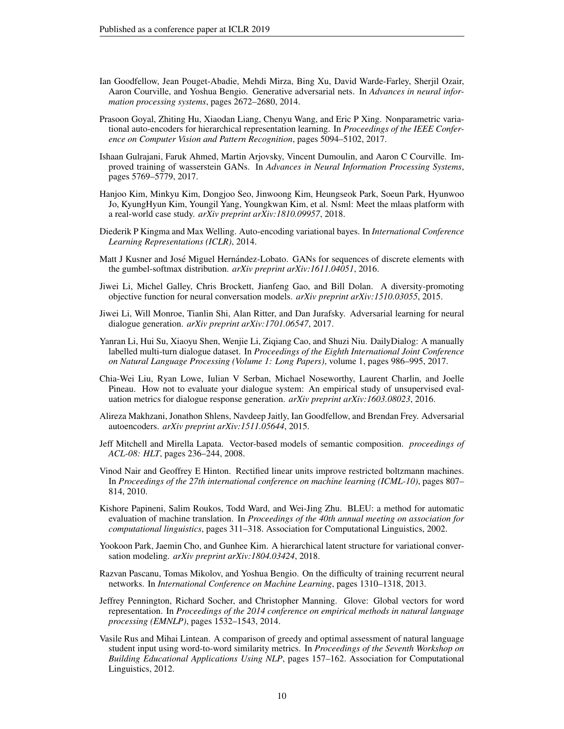Ian Goodfellow, Jean Pouget-Abadie, Mehdi Mirza, Bing Xu, David Warde-Farley, Sherjil Ozair, Aaron Courville, and Yoshua Bengio. Generative adversarial nets. In *Advances in neural information processing systems*, pages 2672–2680, 2014.

Prasoon Goyal, Zhiting Hu, Xiaodan Liang, Chenyu Wang, and Eric P Xing. Nonparametric variational auto-encoders for hierarchical representation learning. In *Proceedings of the IEEE Conference on Computer Vision and Pattern Recognition*, pages 5094–5102, 2017.

Ishaan Gulrajani, Faruk Ahmed, Martin Arjovsky, Vincent Dumoulin, and Aaron C Courville. Improved training of wasserstein GANs. In *Advances in Neural Information Processing Systems*, pages 5769–5779, 2017.

Hanjoo Kim, Minkyu Kim, Dongjoo Seo, Jinwoong Kim, Heungseok Park, Soeun Park, Hyunwoo Jo, KyungHyun Kim, Youngil Yang, Youngkwan Kim, et al. Nsml: Meet the mlaas platform with a real-world case study. *arXiv preprint arXiv:1810.09957*, 2018.

Diederik P Kingma and Max Welling. Auto-encoding variational bayes. In *International Conference Learning Representations (ICLR)*, 2014.

Matt J Kusner and José Miguel Hernández-Lobato. GANs for sequences of discrete elements with the gumbel-softmax distribution. *arXiv preprint arXiv:1611.04051*, 2016.

Jiwei Li, Michel Galley, Chris Brockett, Jianfeng Gao, and Bill Dolan. A diversity-promoting objective function for neural conversation models. *arXiv preprint arXiv:1510.03055*, 2015.

Jiwei Li, Will Monroe, Tianlin Shi, Alan Ritter, and Dan Jurafsky. Adversarial learning for neural dialogue generation. *arXiv preprint arXiv:1701.06547*, 2017.

Yanran Li, Hui Su, Xiaoyu Shen, Wenjie Li, Ziqiang Cao, and Shuzi Niu. DailyDialog: A manually labelled multi-turn dialogue dataset. In *Proceedings of the Eighth International Joint Conference on Natural Language Processing (Volume 1: Long Papers)*, volume 1, pages 986–995, 2017.

Chia-Wei Liu, Ryan Lowe, Iulian V Serban, Michael Noseworthy, Laurent Charlin, and Joelle Pineau. How not to evaluate your dialogue system: An empirical study of unsupervised evaluation metrics for dialogue response generation. *arXiv preprint arXiv:1603.08023*, 2016.

Alireza Makhzani, Jonathon Shlens, Navdeep Jaitly, Ian Goodfellow, and Brendan Frey. Adversarial autoencoders. *arXiv preprint arXiv:1511.05644*, 2015.

Jeff Mitchell and Mirella Lapata. Vector-based models of semantic composition. *proceedings of ACL-08: HLT*, pages 236–244, 2008.

Vinod Nair and Geoffrey E Hinton. Rectified linear units improve restricted boltzmann machines. In *Proceedings of the 27th international conference on machine learning (ICML-10)*, pages 807–814, 2010.

Kishore Papineni, Salim Roukos, Todd Ward, and Wei-Jing Zhu. BLEU: a method for automatic evaluation of machine translation. In *Proceedings of the 40th annual meeting on association for computational linguistics*, pages 311–318. Association for Computational Linguistics, 2002.

Yookoon Park, Jaemin Cho, and Gunhee Kim. A hierarchical latent structure for variational conversation modeling. *arXiv preprint arXiv:1804.03424*, 2018.

Razvan Pascanu, Tomas Mikolov, and Yoshua Bengio. On the difficulty of training recurrent neural networks. In *International Conference on Machine Learning*, pages 1310–1318, 2013.

Jeffrey Pennington, Richard Socher, and Christopher Manning. Glove: Global vectors for word representation. In *Proceedings of the 2014 conference on empirical methods in natural language processing (EMNLP)*, pages 1532–1543, 2014.

Vasile Rus and Mihai Lintean. A comparison of greedy and optimal assessment of natural language student input using word-to-word similarity metrics. In *Proceedings of the Seventh Workshop on Building Educational Applications Using NLP*, pages 157–162. Association for Computational Linguistics, 2012.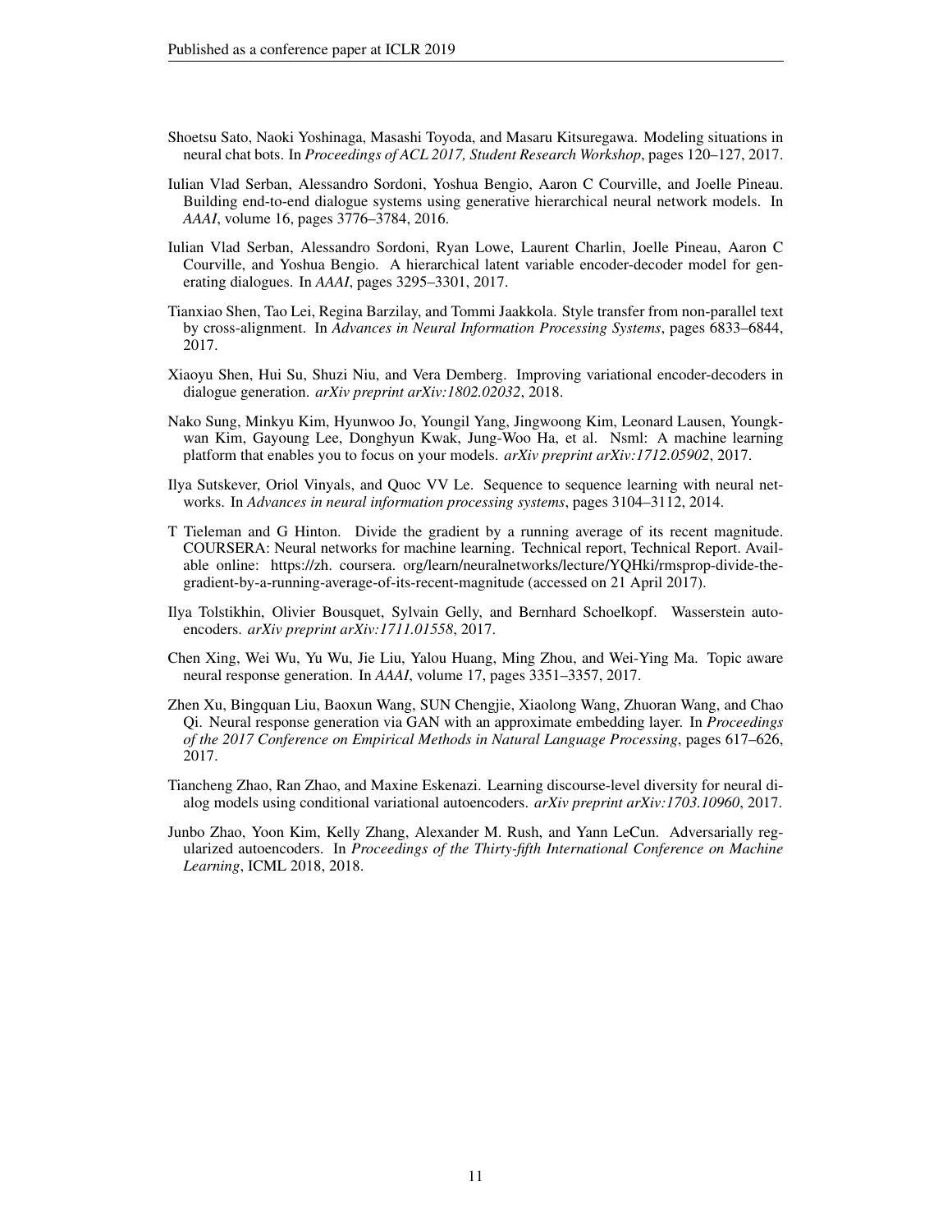Shoetsu Sato, Naoki Yoshinaga, Masashi Toyoda, and Masaru Kitsuregawa. Modeling situations in neural chat bots. In *Proceedings of ACL 2017, Student Research Workshop*, pages 120–127, 2017.

Iulian Vlad Serban, Alessandro Sordoni, Yoshua Bengio, Aaron C Courville, and Joelle Pineau. Building end-to-end dialogue systems using generative hierarchical neural network models. In *AAAI*, volume 16, pages 3776–3784, 2016.

Iulian Vlad Serban, Alessandro Sordoni, Ryan Lowe, Laurent Charlin, Joelle Pineau, Aaron C Courville, and Yoshua Bengio. A hierarchical latent variable encoder-decoder model for generating dialogues. In *AAAI*, pages 3295–3301, 2017.

Tianxiao Shen, Tao Lei, Regina Barzilay, and Tommi Jaakkola. Style transfer from non-parallel text by cross-alignment. In *Advances in Neural Information Processing Systems*, pages 6833–6844, 2017.

Xiaoyu Shen, Hui Su, Shuzi Niu, and Vera Demberg. Improving variational encoder-decoders in dialogue generation. *arXiv preprint arXiv:1802.02032*, 2018.

Nako Sung, Minkyu Kim, Hyunwoo Jo, Youngil Yang, Jingwoong Kim, Leonard Lausen, Youngkwan Kim, Gayoung Lee, Donghyun Kwak, Jung-Woo Ha, et al. Nsml: A machine learning platform that enables you to focus on your models. *arXiv preprint arXiv:1712.05902*, 2017.

Ilya Sutskever, Oriol Vinyals, and Quoc VV Le. Sequence to sequence learning with neural networks. In *Advances in neural information processing systems*, pages 3104–3112, 2014.

T Tieleman and G Hinton. Divide the gradient by a running average of its recent magnitude. COURSERA: Neural networks for machine learning. Technical report, Technical Report. Available online: https://zh. coursera. org/learn/neuralnetworks/lecture/YQHki/rmsprop-divide-the-gradient-by-a-running-average-of-its-recent-magnitude (accessed on 21 April 2017).

Ilya Tolstikhin, Olivier Bousquet, Sylvain Gelly, and Bernhard Schoelkopf. Wasserstein autoencoders. *arXiv preprint arXiv:1711.01558*, 2017.

Chen Xing, Wei Wu, Yu Wu, Jie Liu, Yalou Huang, Ming Zhou, and Wei-Ying Ma. Topic aware neural response generation. In *AAAI*, volume 17, pages 3351–3357, 2017.

Zhen Xu, Bingquan Liu, Baoxun Wang, SUN Chengjie, Xiaolong Wang, Zhuoran Wang, and Chao Qi. Neural response generation via GAN with an approximate embedding layer. In *Proceedings of the 2017 Conference on Empirical Methods in Natural Language Processing*, pages 617–626, 2017.

Tiancheng Zhao, Ran Zhao, and Maxine Eskenazi. Learning discourse-level diversity for neural dialog models using conditional variational autoencoders. *arXiv preprint arXiv:1703.10960*, 2017.

Junbo Zhao, Yoon Kim, Kelly Zhang, Alexander M. Rush, and Yann LeCun. Adversarially regularized autoencoders. In *Proceedings of the Thirty-fifth International Conference on Machine Learning*, ICML 2018, 2018.